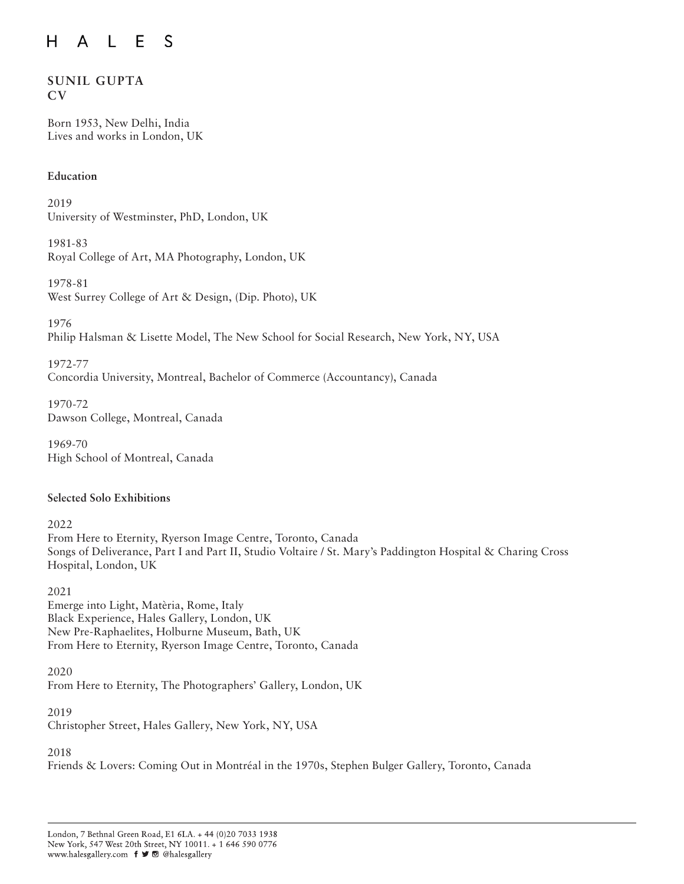# H A L E S

## SUNIL GUPTA
## CV

Born 1953, New Delhi, India
Lives and works in London, UK

### Education

2019
University of Westminster, PhD, London, UK

1981-83
Royal College of Art, MA Photography, London, UK

1978-81
West Surrey College of Art & Design, (Dip. Photo), UK

1976
Philip Halsman & Lisette Model, The New School for Social Research, New York, NY, USA

1972-77
Concordia University, Montreal, Bachelor of Commerce (Accountancy), Canada

1970-72
Dawson College, Montreal, Canada

1969-70
High School of Montreal, Canada

### Selected Solo Exhibitions

2022
From Here to Eternity, Ryerson Image Centre, Toronto, Canada
Songs of Deliverance, Part I and Part II, Studio Voltaire / St. Mary's Paddington Hospital & Charing Cross Hospital, London, UK

2021
Emerge into Light, Matèria, Rome, Italy
Black Experience, Hales Gallery, London, UK
New Pre-Raphaelites, Holburne Museum, Bath, UK
From Here to Eternity, Ryerson Image Centre, Toronto, Canada

2020
From Here to Eternity, The Photographers' Gallery, London, UK

2019
Christopher Street, Hales Gallery, New York, NY, USA

2018
Friends & Lovers: Coming Out in Montréal in the 1970s, Stephen Bulger Gallery, Toronto, Canada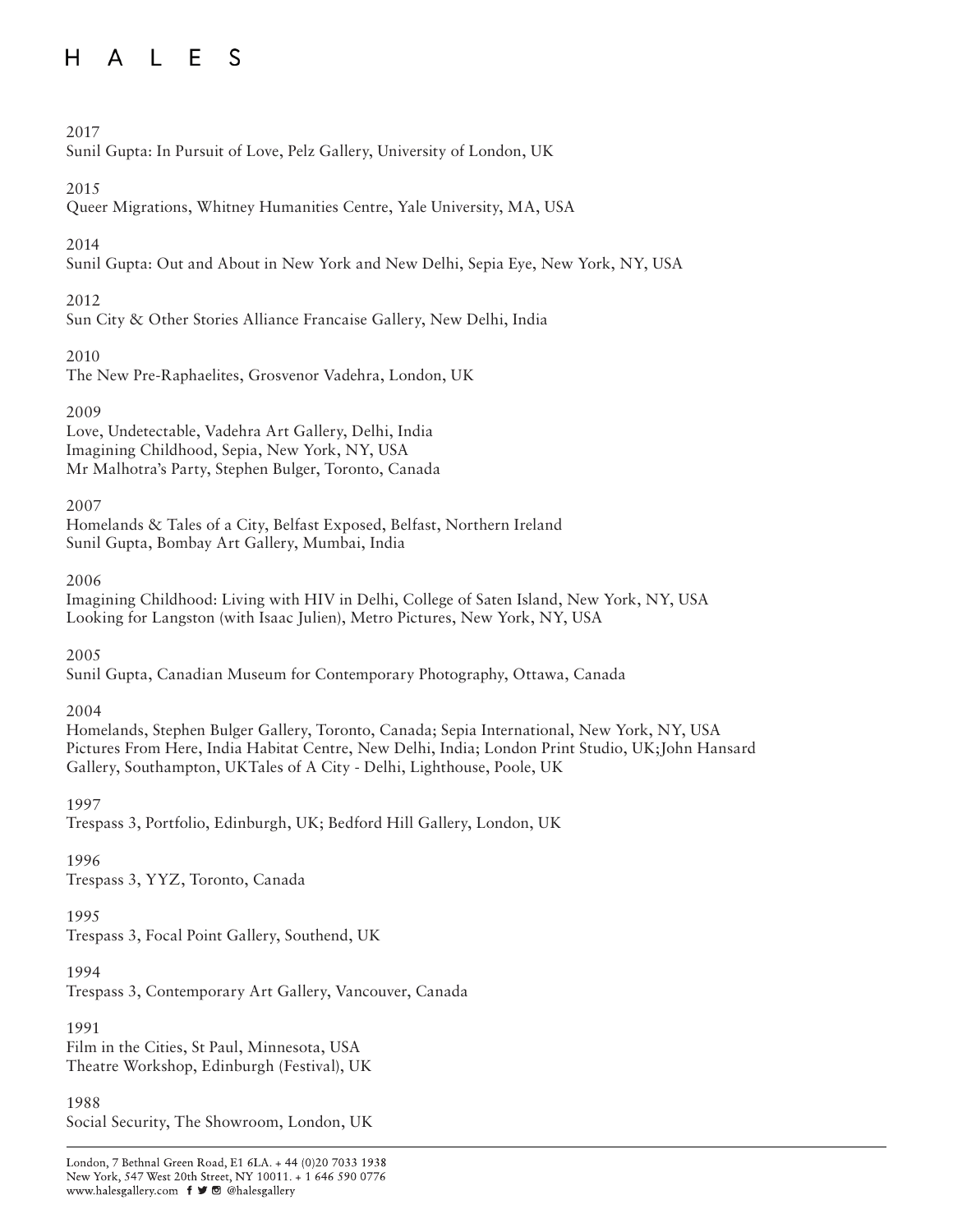2017

Sunil Gupta: In Pursuit of Love, Pelz Gallery, University of London, UK

2015

Queer Migrations, Whitney Humanities Centre, Yale University, MA, USA

2014

Sunil Gupta: Out and About in New York and New Delhi, Sepia Eye, New York, NY, USA

2012

Sun City & Other Stories Alliance Francaise Gallery, New Delhi, India

2010

The New Pre-Raphaelites, Grosvenor Vadehra, London, UK

2009

Love, Undetectable, Vadehra Art Gallery, Delhi, India
Imagining Childhood, Sepia, New York, NY, USA
Mr Malhotra's Party, Stephen Bulger, Toronto, Canada

2007

Homelands & Tales of a City, Belfast Exposed, Belfast, Northern Ireland
Sunil Gupta, Bombay Art Gallery, Mumbai, India

2006

Imagining Childhood: Living with HIV in Delhi, College of Saten Island, New York, NY, USA
Looking for Langston (with Isaac Julien), Metro Pictures, New York, NY, USA

2005

Sunil Gupta, Canadian Museum for Contemporary Photography, Ottawa, Canada

2004

Homelands, Stephen Bulger Gallery, Toronto, Canada; Sepia International, New York, NY, USA
Pictures From Here, India Habitat Centre, New Delhi, India; London Print Studio, UK;John Hansard Gallery, Southampton, UKTales of A City - Delhi, Lighthouse, Poole, UK

1997

Trespass 3, Portfolio, Edinburgh, UK; Bedford Hill Gallery, London, UK

1996

Trespass 3, YYZ, Toronto, Canada

1995

Trespass 3, Focal Point Gallery, Southend, UK

1994

Trespass 3, Contemporary Art Gallery, Vancouver, Canada

1991

Film in the Cities, St Paul, Minnesota, USA
Theatre Workshop, Edinburgh (Festival), UK

1988

Social Security, The Showroom, London, UK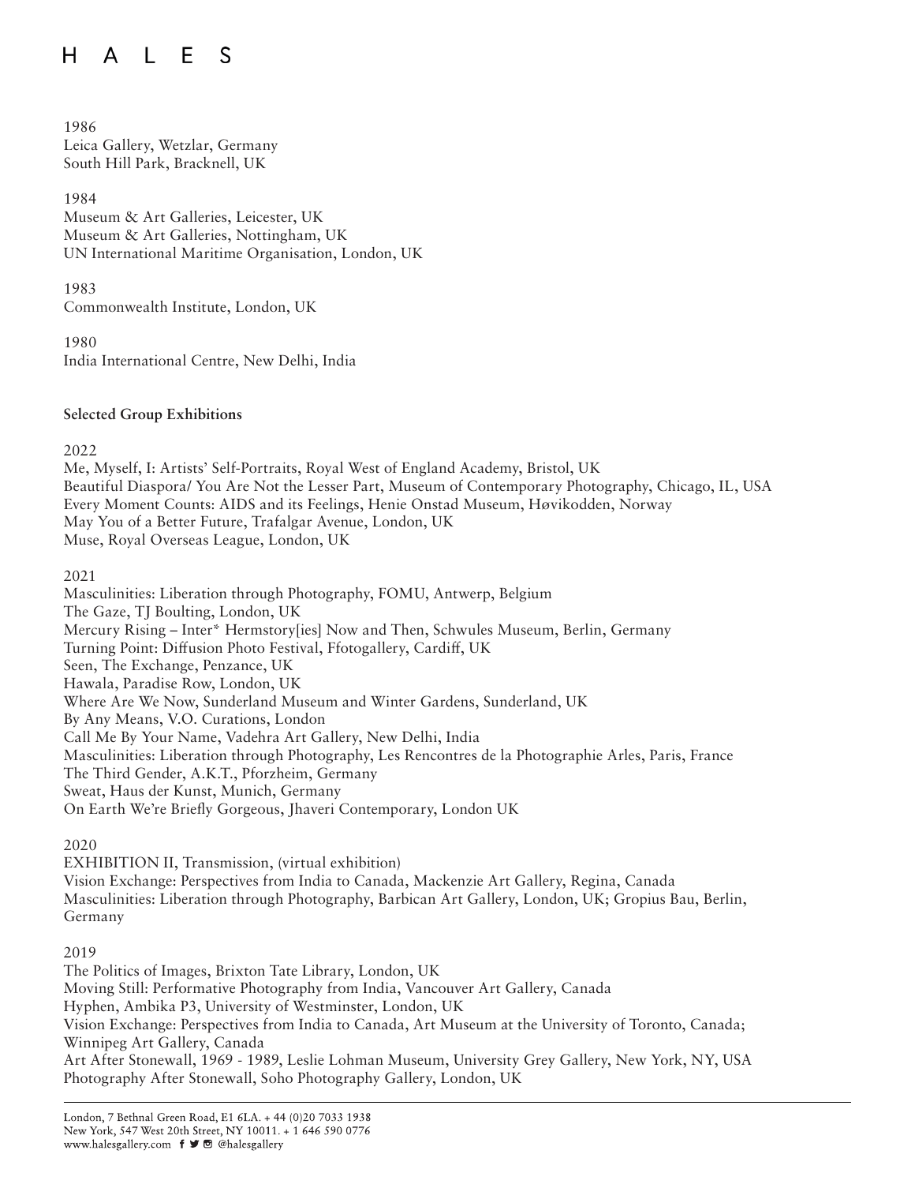1986
Leica Gallery, Wetzlar, Germany
South Hill Park, Bracknell, UK

1984
Museum & Art Galleries, Leicester, UK
Museum & Art Galleries, Nottingham, UK
UN International Maritime Organisation, London, UK

1983
Commonwealth Institute, London, UK

1980
India International Centre, New Delhi, India

**Selected Group Exhibitions**

2022
Me, Myself, I: Artists' Self-Portraits, Royal West of England Academy, Bristol, UK
Beautiful Diaspora/ You Are Not the Lesser Part, Museum of Contemporary Photography, Chicago, IL, USA
Every Moment Counts: AIDS and its Feelings, Henie Onstad Museum, Høvikodden, Norway
May You of a Better Future, Trafalgar Avenue, London, UK
Muse, Royal Overseas League, London, UK

2021
Masculinities: Liberation through Photography, FOMU, Antwerp, Belgium
The Gaze, TJ Boulting, London, UK
Mercury Rising – Inter* Hermstory[ies] Now and Then, Schwules Museum, Berlin, Germany
Turning Point: Diffusion Photo Festival, Ffotogallery, Cardiff, UK
Seen, The Exchange, Penzance, UK
Hawala, Paradise Row, London, UK
Where Are We Now, Sunderland Museum and Winter Gardens, Sunderland, UK
By Any Means, V.O. Curations, London
Call Me By Your Name, Vadehra Art Gallery, New Delhi, India
Masculinities: Liberation through Photography, Les Rencontres de la Photographie Arles, Paris, France
The Third Gender, A.K.T., Pforzheim, Germany
Sweat, Haus der Kunst, Munich, Germany
On Earth We're Briefly Gorgeous, Jhaveri Contemporary, London UK

2020
EXHIBITION II, Transmission, (virtual exhibition)
Vision Exchange: Perspectives from India to Canada, Mackenzie Art Gallery, Regina, Canada
Masculinities: Liberation through Photography, Barbican Art Gallery, London, UK; Gropius Bau, Berlin, Germany

2019
The Politics of Images, Brixton Tate Library, London, UK
Moving Still: Performative Photography from India, Vancouver Art Gallery, Canada
Hyphen, Ambika P3, University of Westminster, London, UK
Vision Exchange: Perspectives from India to Canada, Art Museum at the University of Toronto, Canada; Winnipeg Art Gallery, Canada
Art After Stonewall, 1969 - 1989, Leslie Lohman Museum, University Grey Gallery, New York, NY, USA
Photography After Stonewall, Soho Photography Gallery, London, UK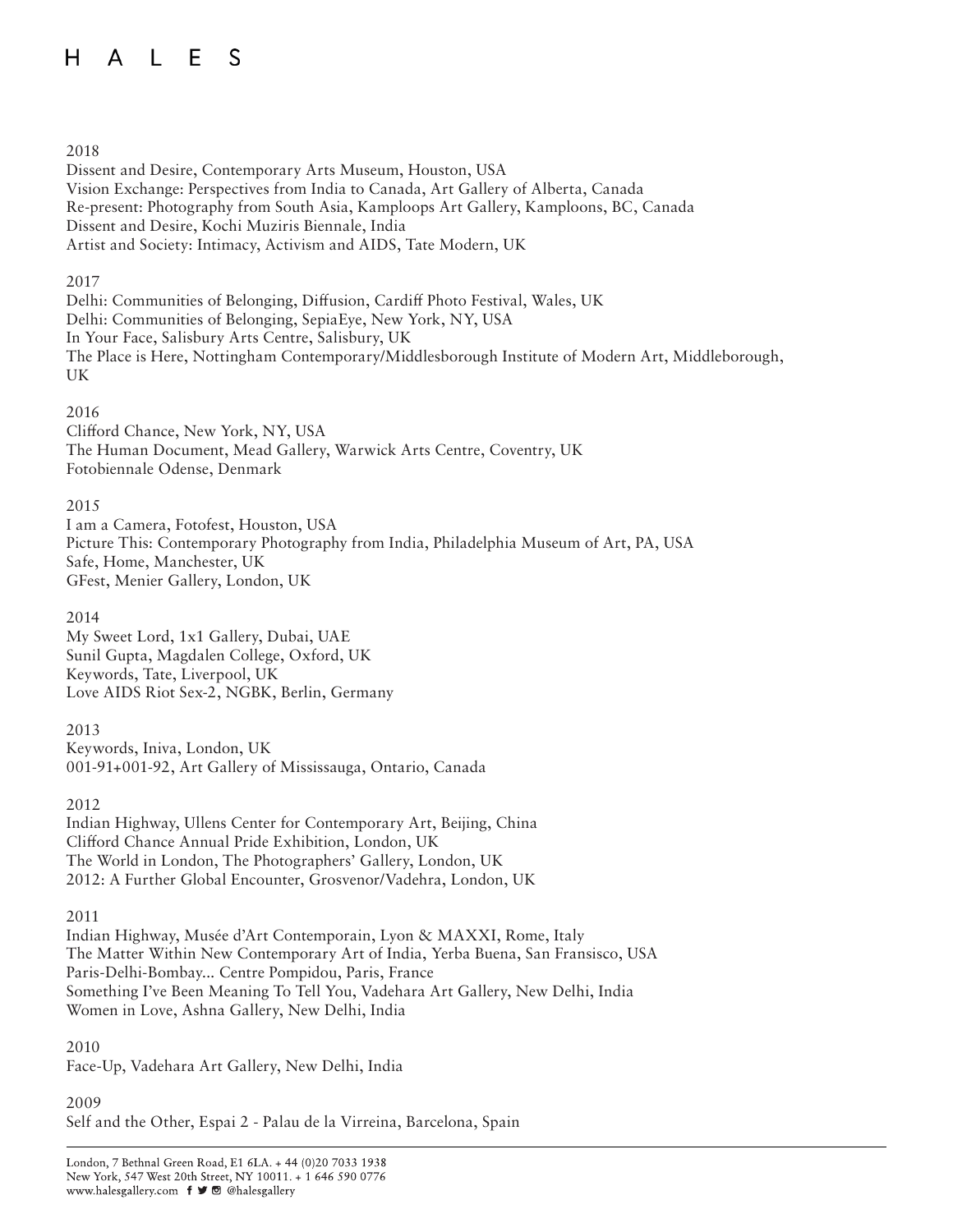2018

Dissent and Desire, Contemporary Arts Museum, Houston, USA
Vision Exchange: Perspectives from India to Canada, Art Gallery of Alberta, Canada
Re-present: Photography from South Asia, Kamploops Art Gallery, Kamploons, BC, Canada
Dissent and Desire, Kochi Muziris Biennale, India
Artist and Society: Intimacy, Activism and AIDS, Tate Modern, UK

2017

Delhi: Communities of Belonging, Diffusion, Cardiff Photo Festival, Wales, UK
Delhi: Communities of Belonging, SepiaEye, New York, NY, USA
In Your Face, Salisbury Arts Centre, Salisbury, UK
The Place is Here, Nottingham Contemporary/Middlesborough Institute of Modern Art, Middleborough, UK

2016

Clifford Chance, New York, NY, USA
The Human Document, Mead Gallery, Warwick Arts Centre, Coventry, UK
Fotobiennale Odense, Denmark

2015

I am a Camera, Fotofest, Houston, USA
Picture This: Contemporary Photography from India, Philadelphia Museum of Art, PA, USA
Safe, Home, Manchester, UK
GFest, Menier Gallery, London, UK

2014

My Sweet Lord, 1x1 Gallery, Dubai, UAE
Sunil Gupta, Magdalen College, Oxford, UK
Keywords, Tate, Liverpool, UK
Love AIDS Riot Sex-2, NGBK, Berlin, Germany

2013

Keywords, Iniva, London, UK
001-91+001-92, Art Gallery of Mississauga, Ontario, Canada

2012

Indian Highway, Ullens Center for Contemporary Art, Beijing, China
Clifford Chance Annual Pride Exhibition, London, UK
The World in London, The Photographers' Gallery, London, UK
2012: A Further Global Encounter, Grosvenor/Vadehra, London, UK

2011

Indian Highway, Musée d'Art Contemporain, Lyon & MAXXI, Rome, Italy
The Matter Within New Contemporary Art of India, Yerba Buena, San Fransisco, USA
Paris-Delhi-Bombay... Centre Pompidou, Paris, France
Something I've Been Meaning To Tell You, Vadehara Art Gallery, New Delhi, India
Women in Love, Ashna Gallery, New Delhi, India

2010

Face-Up, Vadehara Art Gallery, New Delhi, India

2009

Self and the Other, Espai 2 - Palau de la Virreina, Barcelona, Spain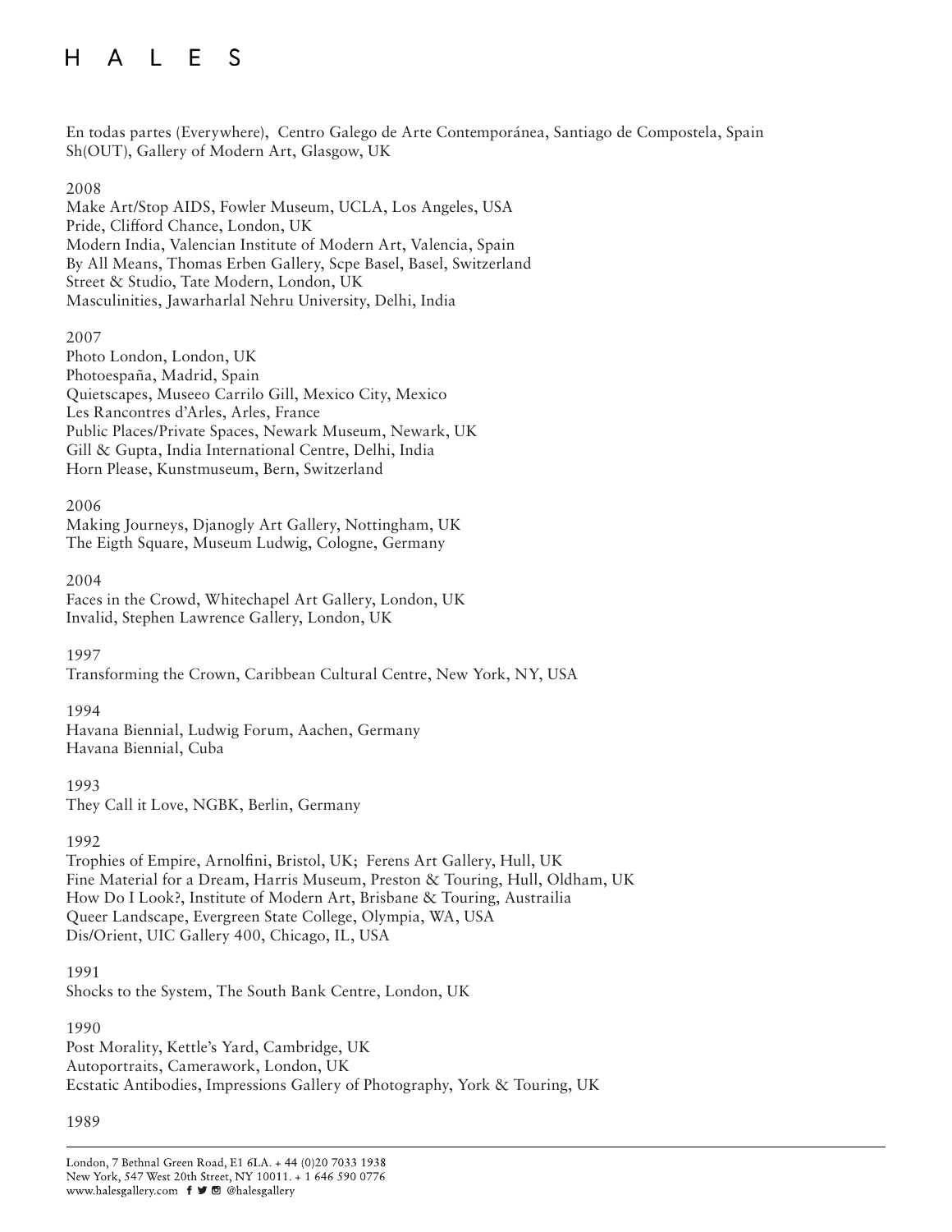En todas partes (Everywhere), Centro Galego de Arte Contemporánea, Santiago de Compostela, Spain
Sh(OUT), Gallery of Modern Art, Glasgow, UK

2008
Make Art/Stop AIDS, Fowler Museum, UCLA, Los Angeles, USA
Pride, Clifford Chance, London, UK
Modern India, Valencian Institute of Modern Art, Valencia, Spain
By All Means, Thomas Erben Gallery, Scpe Basel, Basel, Switzerland
Street & Studio, Tate Modern, London, UK
Masculinities, Jawarharlal Nehru University, Delhi, India

2007
Photo London, London, UK
Photoespaña, Madrid, Spain
Quietscapes, Museeo Carrilo Gill, Mexico City, Mexico
Les Rancontres d'Arles, Arles, France
Public Places/Private Spaces, Newark Museum, Newark, UK
Gill & Gupta, India International Centre, Delhi, India
Horn Please, Kunstmuseum, Bern, Switzerland

2006
Making Journeys, Djanogly Art Gallery, Nottingham, UK
The Eigth Square, Museum Ludwig, Cologne, Germany

2004
Faces in the Crowd, Whitechapel Art Gallery, London, UK
Invalid, Stephen Lawrence Gallery, London, UK

1997
Transforming the Crown, Caribbean Cultural Centre, New York, NY, USA

1994
Havana Biennial, Ludwig Forum, Aachen, Germany
Havana Biennial, Cuba

1993
They Call it Love, NGBK, Berlin, Germany

1992
Trophies of Empire, Arnolfini, Bristol, UK; Ferens Art Gallery, Hull, UK
Fine Material for a Dream, Harris Museum, Preston & Touring, Hull, Oldham, UK
How Do I Look?, Institute of Modern Art, Brisbane & Touring, Austrailia
Queer Landscape, Evergreen State College, Olympia, WA, USA
Dis/Orient, UIC Gallery 400, Chicago, IL, USA

1991
Shocks to the System, The South Bank Centre, London, UK

1990
Post Morality, Kettle's Yard, Cambridge, UK
Autoportraits, Camerawork, London, UK
Ecstatic Antibodies, Impressions Gallery of Photography, York & Touring, UK

1989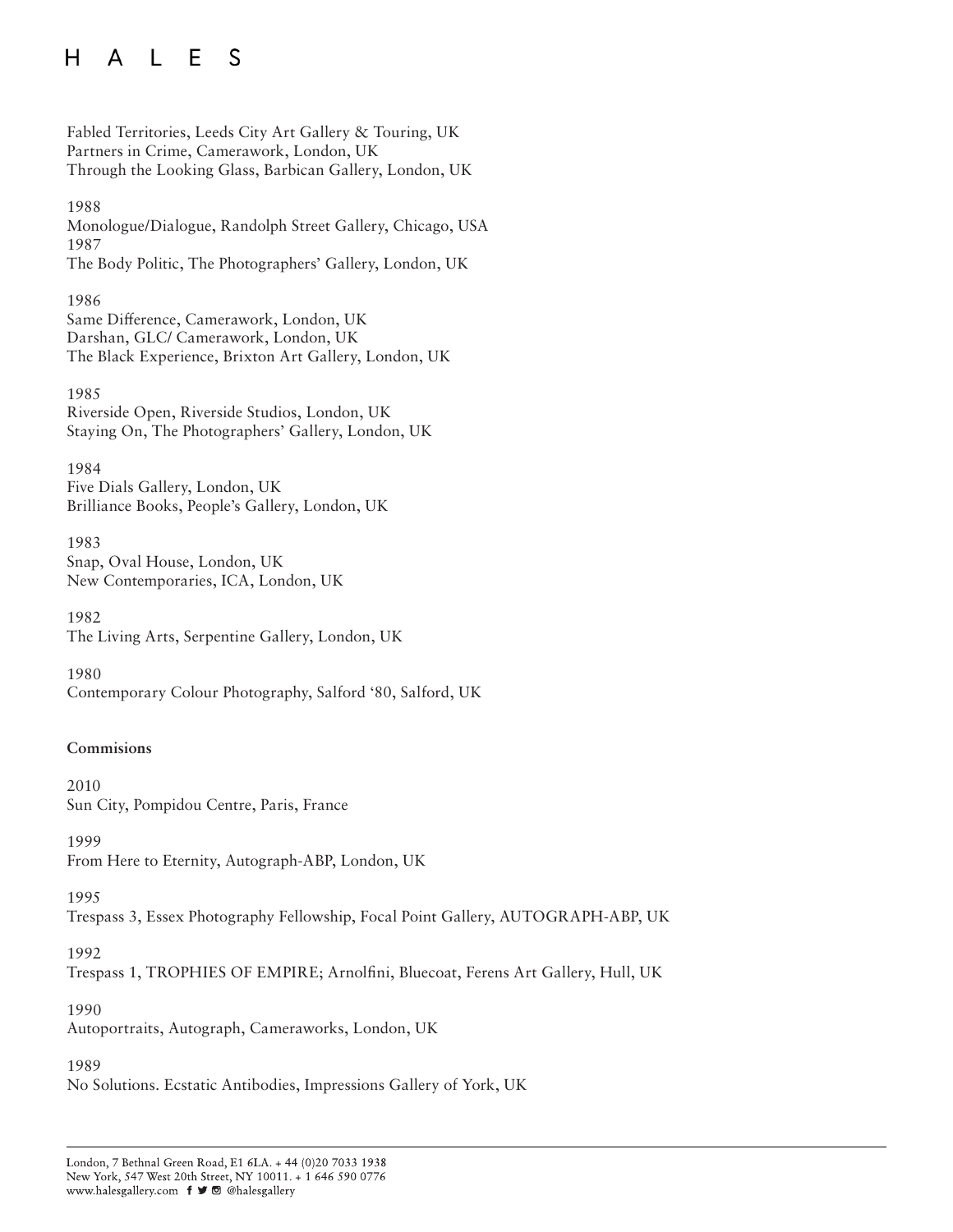Fabled Territories, Leeds City Art Gallery & Touring, UK
Partners in Crime, Camerawork, London, UK
Through the Looking Glass, Barbican Gallery, London, UK

1988
Monologue/Dialogue, Randolph Street Gallery, Chicago, USA
1987
The Body Politic, The Photographers' Gallery, London, UK

1986
Same Difference, Camerawork, London, UK
Darshan, GLC/ Camerawork, London, UK
The Black Experience, Brixton Art Gallery, London, UK

1985
Riverside Open, Riverside Studios, London, UK
Staying On, The Photographers' Gallery, London, UK

1984
Five Dials Gallery, London, UK
Brilliance Books, People's Gallery, London, UK

1983
Snap, Oval House, London, UK
New Contemporaries, ICA, London, UK

1982
The Living Arts, Serpentine Gallery, London, UK

1980
Contemporary Colour Photography, Salford '80, Salford, UK

**Commisions**

2010
Sun City, Pompidou Centre, Paris, France

1999
From Here to Eternity, Autograph-ABP, London, UK

1995
Trespass 3, Essex Photography Fellowship, Focal Point Gallery, AUTOGRAPH-ABP, UK

1992
Trespass 1, TROPHIES OF EMPIRE; Arnolfini, Bluecoat, Ferens Art Gallery, Hull, UK

1990
Autoportraits, Autograph, Cameraworks, London, UK

1989
No Solutions. Ecstatic Antibodies, Impressions Gallery of York, UK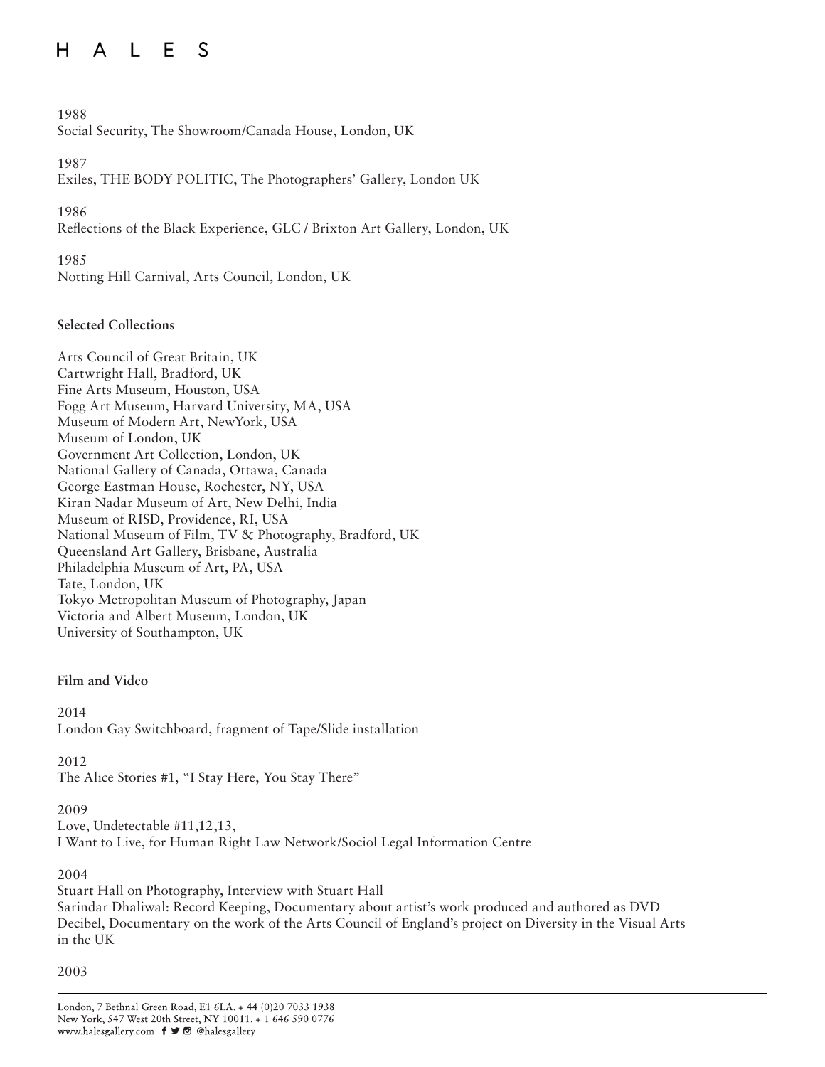1988
Social Security, The Showroom/Canada House, London, UK

1987
Exiles, THE BODY POLITIC, The Photographers' Gallery, London UK

1986
Reflections of the Black Experience, GLC / Brixton Art Gallery, London, UK

1985
Notting Hill Carnival, Arts Council, London, UK

**Selected Collections**

Arts Council of Great Britain, UK
Cartwright Hall, Bradford, UK
Fine Arts Museum, Houston, USA
Fogg Art Museum, Harvard University, MA, USA
Museum of Modern Art, NewYork, USA
Museum of London, UK
Government Art Collection, London, UK
National Gallery of Canada, Ottawa, Canada
George Eastman House, Rochester, NY, USA
Kiran Nadar Museum of Art, New Delhi, India
Museum of RISD, Providence, RI, USA
National Museum of Film, TV & Photography, Bradford, UK
Queensland Art Gallery, Brisbane, Australia
Philadelphia Museum of Art, PA, USA
Tate, London, UK
Tokyo Metropolitan Museum of Photography, Japan
Victoria and Albert Museum, London, UK
University of Southampton, UK

**Film and Video**

2014
London Gay Switchboard, fragment of Tape/Slide installation

2012
The Alice Stories #1, "I Stay Here, You Stay There"

2009
Love, Undetectable #11,12,13,
I Want to Live, for Human Right Law Network/Sociol Legal Information Centre

2004
Stuart Hall on Photography, Interview with Stuart Hall
Sarindar Dhaliwal: Record Keeping, Documentary about artist's work produced and authored as DVD
Decibel, Documentary on the work of the Arts Council of England's project on Diversity in the Visual Arts in the UK

2003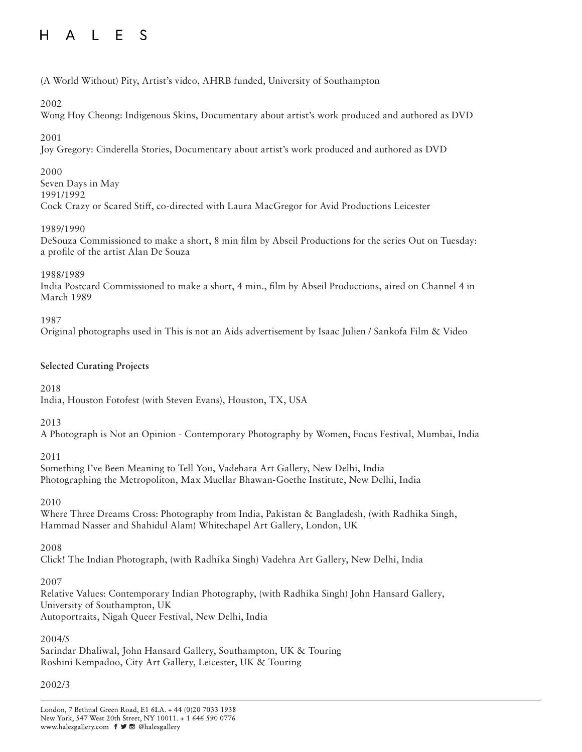(A World Without) Pity, Artist's video, AHRB funded, University of Southampton

2002
Wong Hoy Cheong: Indigenous Skins, Documentary about artist's work produced and authored as DVD

2001
Joy Gregory: Cinderella Stories, Documentary about artist's work produced and authored as DVD

2000
Seven Days in May
1991/1992
Cock Crazy or Scared Stiff, co-directed with Laura MacGregor for Avid Productions Leicester

1989/1990
DeSouza Commissioned to make a short, 8 min film by Abseil Productions for the series Out on Tuesday: a profile of the artist Alan De Souza

1988/1989
India Postcard Commissioned to make a short, 4 min., film by Abseil Productions, aired on Channel 4 in March 1989

1987
Original photographs used in This is not an Aids advertisement by Isaac Julien / Sankofa Film & Video

**Selected Curating Projects**

2018
India, Houston Fotofest (with Steven Evans), Houston, TX, USA

2013
A Photograph is Not an Opinion - Contemporary Photography by Women, Focus Festival, Mumbai, India

2011
Something I've Been Meaning to Tell You, Vadehara Art Gallery, New Delhi, India
Photographing the Metropoliton, Max Muellar Bhawan-Goethe Institute, New Delhi, India

2010
Where Three Dreams Cross: Photography from India, Pakistan & Bangladesh, (with Radhika Singh, Hammad Nasser and Shahidul Alam) Whitechapel Art Gallery, London, UK

2008
Click! The Indian Photograph, (with Radhika Singh) Vadehra Art Gallery, New Delhi, India

2007
Relative Values: Contemporary Indian Photography, (with Radhika Singh) John Hansard Gallery, University of Southampton, UK
Autoportraits, Nigah Queer Festival, New Delhi, India

2004/5
Sarindar Dhaliwal, John Hansard Gallery, Southampton, UK & Touring
Roshini Kempadoo, City Art Gallery, Leicester, UK & Touring

2002/3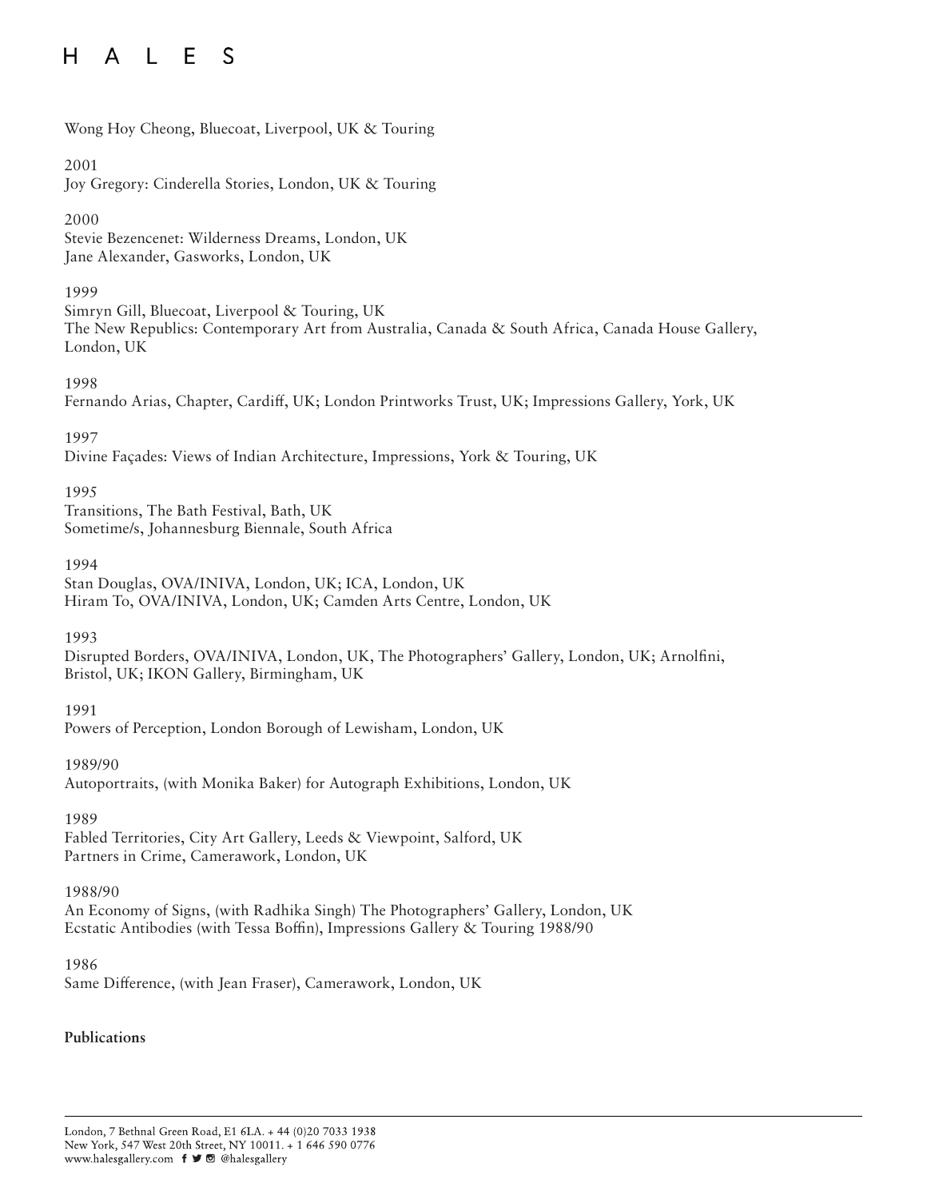Wong Hoy Cheong, Bluecoat, Liverpool, UK & Touring

2001
Joy Gregory: Cinderella Stories, London, UK & Touring

2000
Stevie Bezencenet: Wilderness Dreams, London, UK
Jane Alexander, Gasworks, London, UK

1999
Simryn Gill, Bluecoat, Liverpool & Touring, UK
The New Republics: Contemporary Art from Australia, Canada & South Africa, Canada House Gallery, London, UK

1998
Fernando Arias, Chapter, Cardiff, UK; London Printworks Trust, UK; Impressions Gallery, York, UK

1997
Divine Façades: Views of Indian Architecture, Impressions, York & Touring, UK

1995
Transitions, The Bath Festival, Bath, UK
Sometime/s, Johannesburg Biennale, South Africa

1994
Stan Douglas, OVA/INIVA, London, UK; ICA, London, UK
Hiram To, OVA/INIVA, London, UK; Camden Arts Centre, London, UK

1993
Disrupted Borders, OVA/INIVA, London, UK, The Photographers' Gallery, London, UK; Arnolfini, Bristol, UK; IKON Gallery, Birmingham, UK

1991
Powers of Perception, London Borough of Lewisham, London, UK

1989/90
Autoportraits, (with Monika Baker) for Autograph Exhibitions, London, UK

1989
Fabled Territories, City Art Gallery, Leeds & Viewpoint, Salford, UK
Partners in Crime, Camerawork, London, UK

1988/90
An Economy of Signs, (with Radhika Singh) The Photographers' Gallery, London, UK
Ecstatic Antibodies (with Tessa Boffin), Impressions Gallery & Touring 1988/90

1986
Same Difference, (with Jean Fraser), Camerawork, London, UK

**Publications**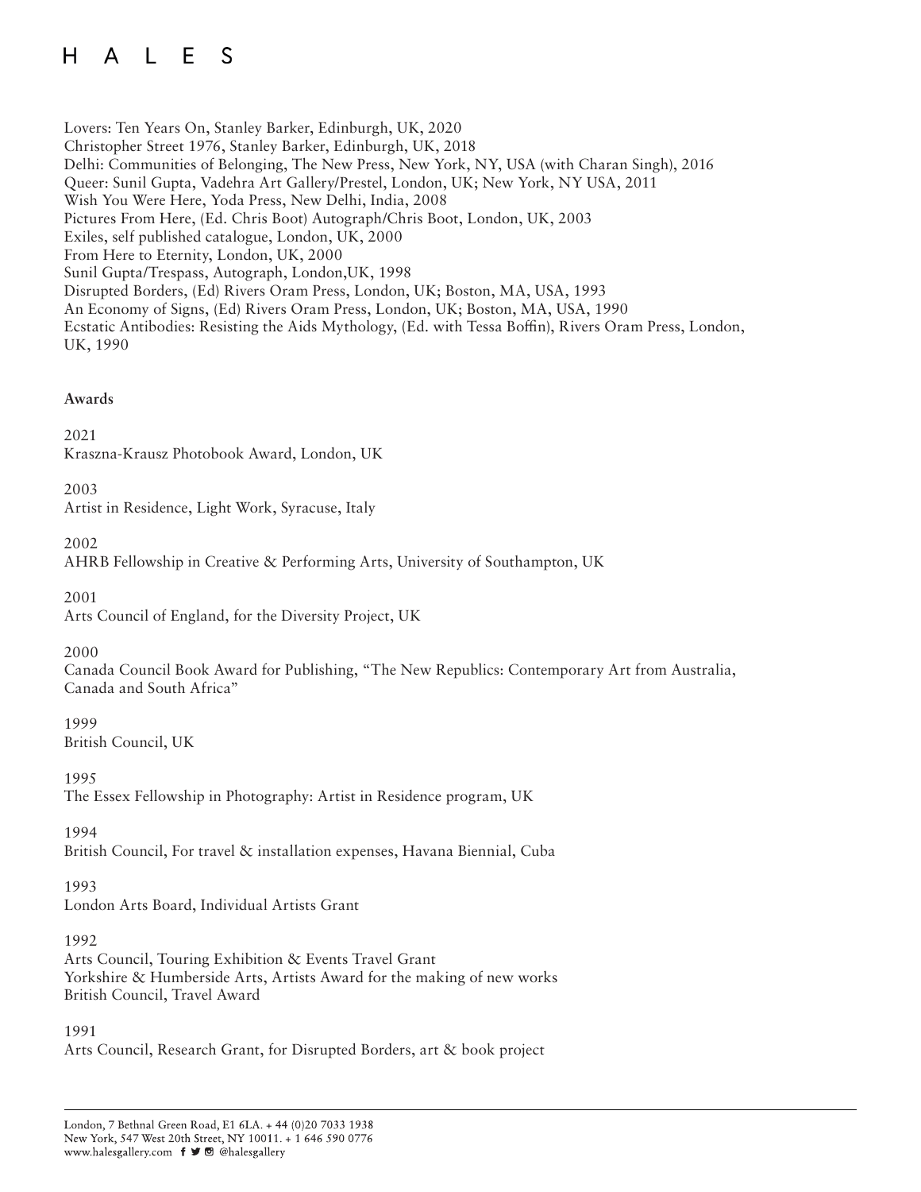Lovers: Ten Years On, Stanley Barker, Edinburgh, UK, 2020
Christopher Street 1976, Stanley Barker, Edinburgh, UK, 2018
Delhi: Communities of Belonging, The New Press, New York, NY, USA (with Charan Singh), 2016
Queer: Sunil Gupta, Vadehra Art Gallery/Prestel, London, UK; New York, NY USA, 2011
Wish You Were Here, Yoda Press, New Delhi, India, 2008
Pictures From Here, (Ed. Chris Boot) Autograph/Chris Boot, London, UK, 2003
Exiles, self published catalogue, London, UK, 2000
From Here to Eternity, London, UK, 2000
Sunil Gupta/Trespass, Autograph, London,UK, 1998
Disrupted Borders, (Ed) Rivers Oram Press, London, UK; Boston, MA, USA, 1993
An Economy of Signs, (Ed) Rivers Oram Press, London, UK; Boston, MA, USA, 1990
Ecstatic Antibodies: Resisting the Aids Mythology, (Ed. with Tessa Boffin), Rivers Oram Press, London, UK, 1990

**Awards**

2021
Kraszna-Krausz Photobook Award, London, UK

2003
Artist in Residence, Light Work, Syracuse, Italy

2002
AHRB Fellowship in Creative & Performing Arts, University of Southampton, UK

2001
Arts Council of England, for the Diversity Project, UK

2000
Canada Council Book Award for Publishing, "The New Republics: Contemporary Art from Australia, Canada and South Africa"

1999
British Council, UK

1995
The Essex Fellowship in Photography: Artist in Residence program, UK

1994
British Council, For travel & installation expenses, Havana Biennial, Cuba

1993
London Arts Board, Individual Artists Grant

1992
Arts Council, Touring Exhibition & Events Travel Grant
Yorkshire & Humberside Arts, Artists Award for the making of new works
British Council, Travel Award

1991
Arts Council, Research Grant, for Disrupted Borders, art & book project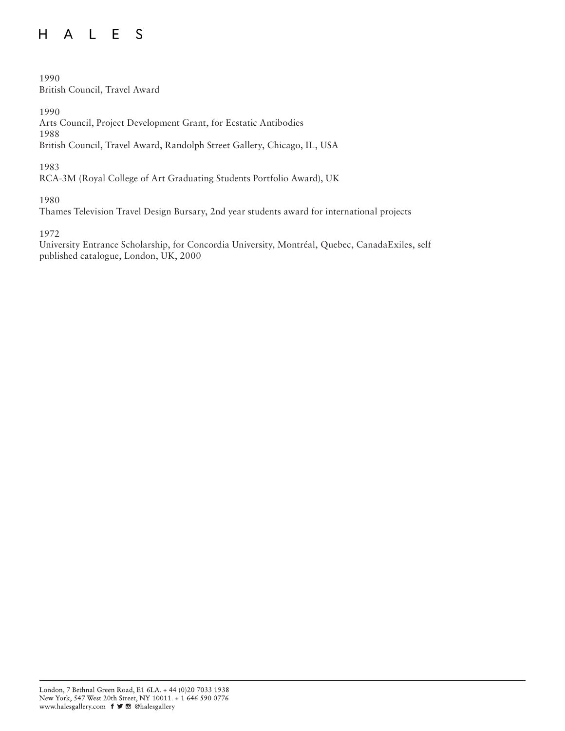1990
British Council, Travel Award

1990
Arts Council, Project Development Grant, for Ecstatic Antibodies
1988
British Council, Travel Award, Randolph Street Gallery, Chicago, IL, USA

1983
RCA-3M (Royal College of Art Graduating Students Portfolio Award), UK

1980
Thames Television Travel Design Bursary, 2nd year students award for international projects

1972
University Entrance Scholarship, for Concordia University, Montréal, Quebec, CanadaExiles, self published catalogue, London, UK, 2000